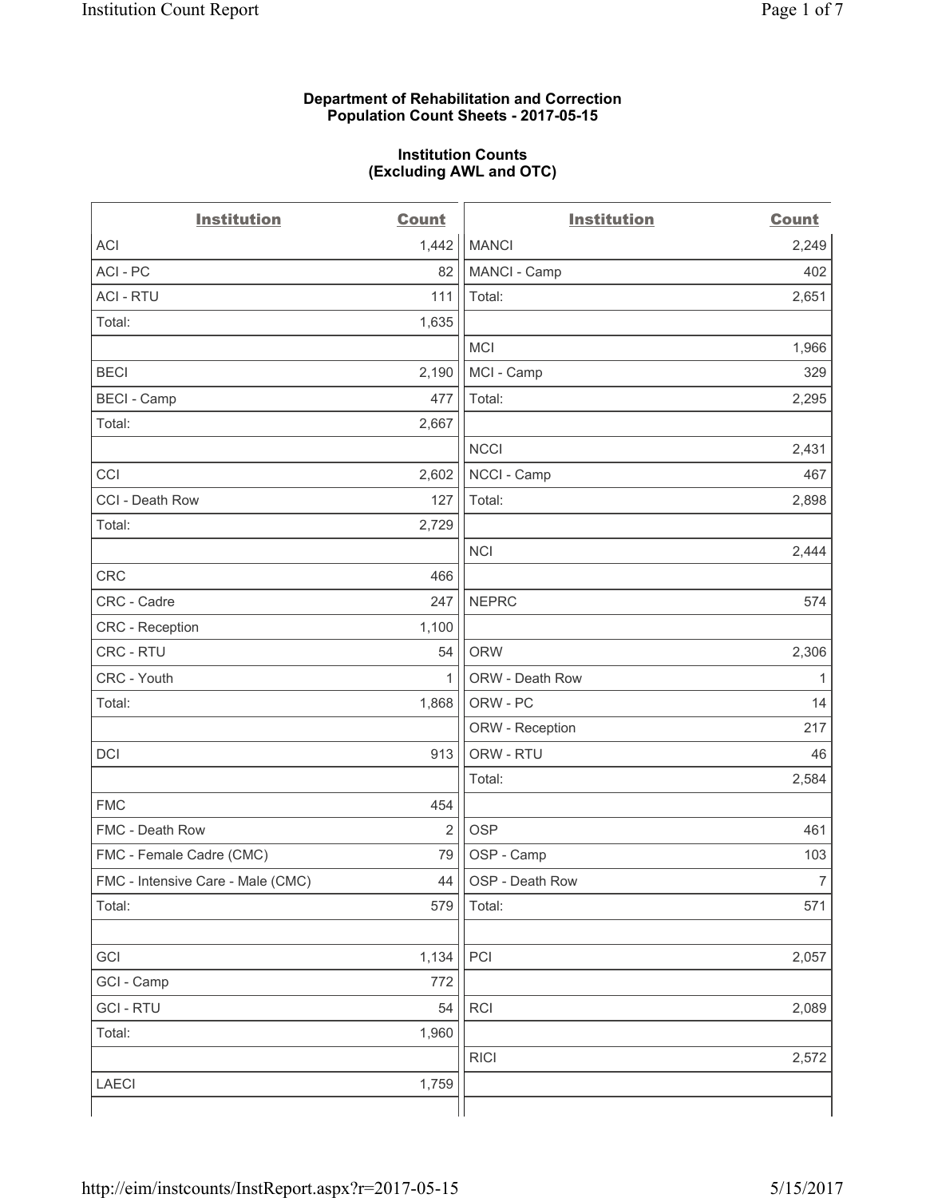**Department of Rehabilitation and Correction**
**Population Count Sheets - 2017-05-15**

**Institution Counts**
**(Excluding AWL and OTC)**

| Institution | Count | Institution | Count |
|---|---|---|---|
| ACI | 1,442 | MANCI | 2,249 |
| ACI - PC | 82 | MANCI - Camp | 402 |
| ACI - RTU | 111 | Total: | 2,651 |
| Total: | 1,635 | | |
| | | MCI | 1,966 |
| BECI | 2,190 | MCI - Camp | 329 |
| BECI - Camp | 477 | Total: | 2,295 |
| Total: | 2,667 | | |
| | | NCCI | 2,431 |
| CCI | 2,602 | NCCI - Camp | 467 |
| CCI - Death Row | 127 | Total: | 2,898 |
| Total: | 2,729 | | |
| | | NCI | 2,444 |
| CRC | 466 | | |
| CRC - Cadre | 247 | NEPRC | 574 |
| CRC - Reception | 1,100 | | |
| CRC - RTU | 54 | ORW | 2,306 |
| CRC - Youth | 1 | ORW - Death Row | 1 |
| Total: | 1,868 | ORW - PC | 14 |
| | | ORW - Reception | 217 |
| DCI | 913 | ORW - RTU | 46 |
| | | Total: | 2,584 |
| FMC | 454 | | |
| FMC - Death Row | 2 | OSP | 461 |
| FMC - Female Cadre (CMC) | 79 | OSP - Camp | 103 |
| FMC - Intensive Care - Male (CMC) | 44 | OSP - Death Row | 7 |
| Total: | 579 | Total: | 571 |
| | | | |
| GCI | 1,134 | PCI | 2,057 |
| GCI - Camp | 772 | | |
| GCI - RTU | 54 | RCI | 2,089 |
| Total: | 1,960 | | |
| | | RICI | 2,572 |
| LAECI | 1,759 | | |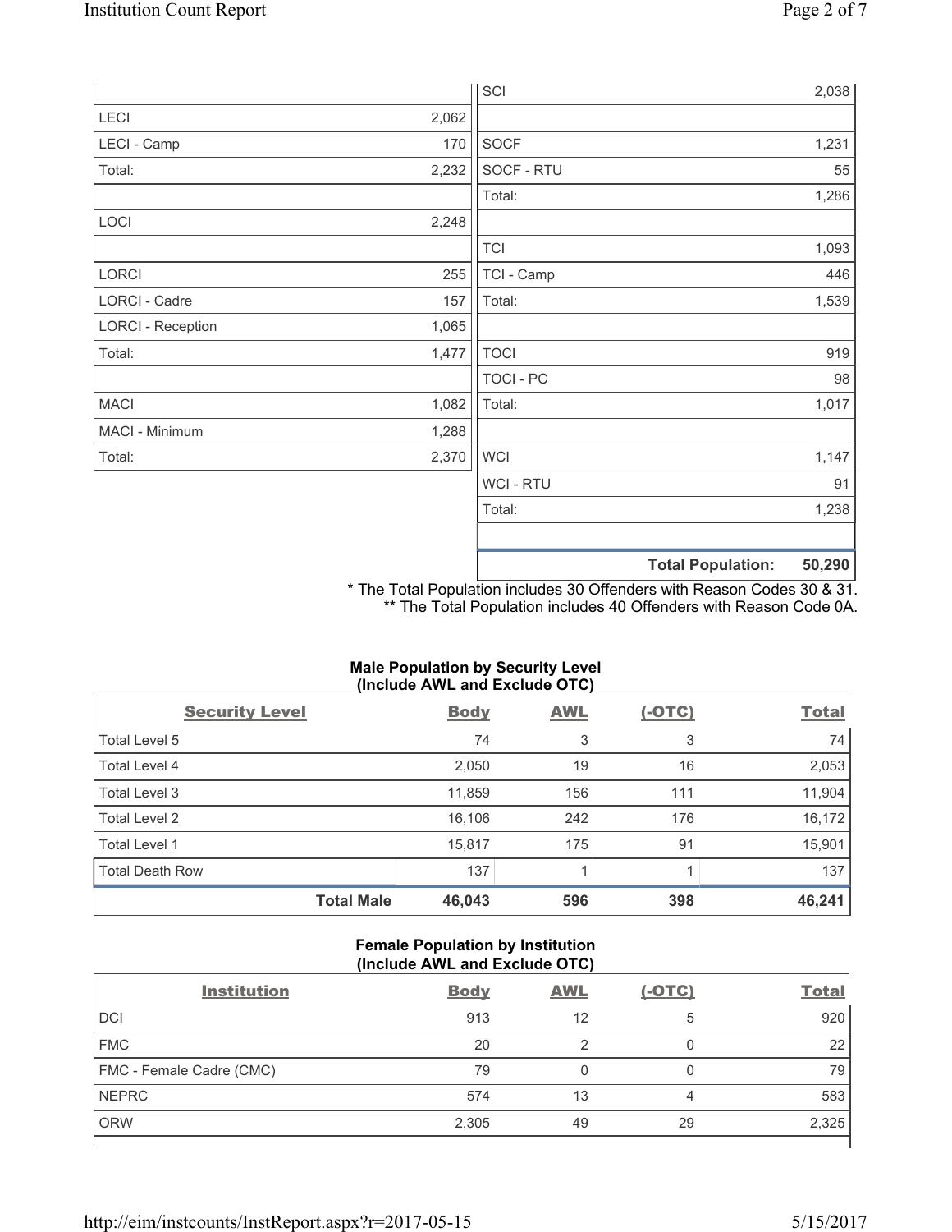| | | | |
|---|---|---|---|
| | | SCI | 2,038 |
| LECI | 2,062 | | |
| LECI - Camp | 170 | SOCF | 1,231 |
| Total: | 2,232 | SOCF - RTU | 55 |
| | | Total: | 1,286 |
| LOCI | 2,248 | | |
| | | TCI | 1,093 |
| LORCI | 255 | TCI - Camp | 446 |
| LORCI - Cadre | 157 | Total: | 1,539 |
| LORCI - Reception | 1,065 | | |
| Total: | 1,477 | TOCI | 919 |
| | | TOCI - PC | 98 |
| MACI | 1,082 | Total: | 1,017 |
| MACI - Minimum | 1,288 | | |
| Total: | 2,370 | WCI | 1,147 |
| | | WCI - RTU | 91 |
| | | Total: | 1,238 |
| | | | |
| | | **Total Population:** | **50,290** |

\* The Total Population includes 30 Offenders with Reason Codes 30 & 31.
\*\* The Total Population includes 40 Offenders with Reason Code 0A.

### Male Population by Security Level (Include AWL and Exclude OTC)

| Security Level | Body | AWL | (-OTC) | Total |
|---|---|---|---|---|
| Total Level 5 | 74 | 3 | 3 | 74 |
| Total Level 4 | 2,050 | 19 | 16 | 2,053 |
| Total Level 3 | 11,859 | 156 | 111 | 11,904 |
| Total Level 2 | 16,106 | 242 | 176 | 16,172 |
| Total Level 1 | 15,817 | 175 | 91 | 15,901 |
| Total Death Row | 137 | 1 | 1 | 137 |
| **Total Male** | **46,043** | **596** | **398** | **46,241** |

### Female Population by Institution (Include AWL and Exclude OTC)

| Institution | Body | AWL | (-OTC) | Total |
|---|---|---|---|---|
| DCI | 913 | 12 | 5 | 920 |
| FMC | 20 | 2 | 0 | 22 |
| FMC - Female Cadre (CMC) | 79 | 0 | 0 | 79 |
| NEPRC | 574 | 13 | 4 | 583 |
| ORW | 2,305 | 49 | 29 | 2,325 |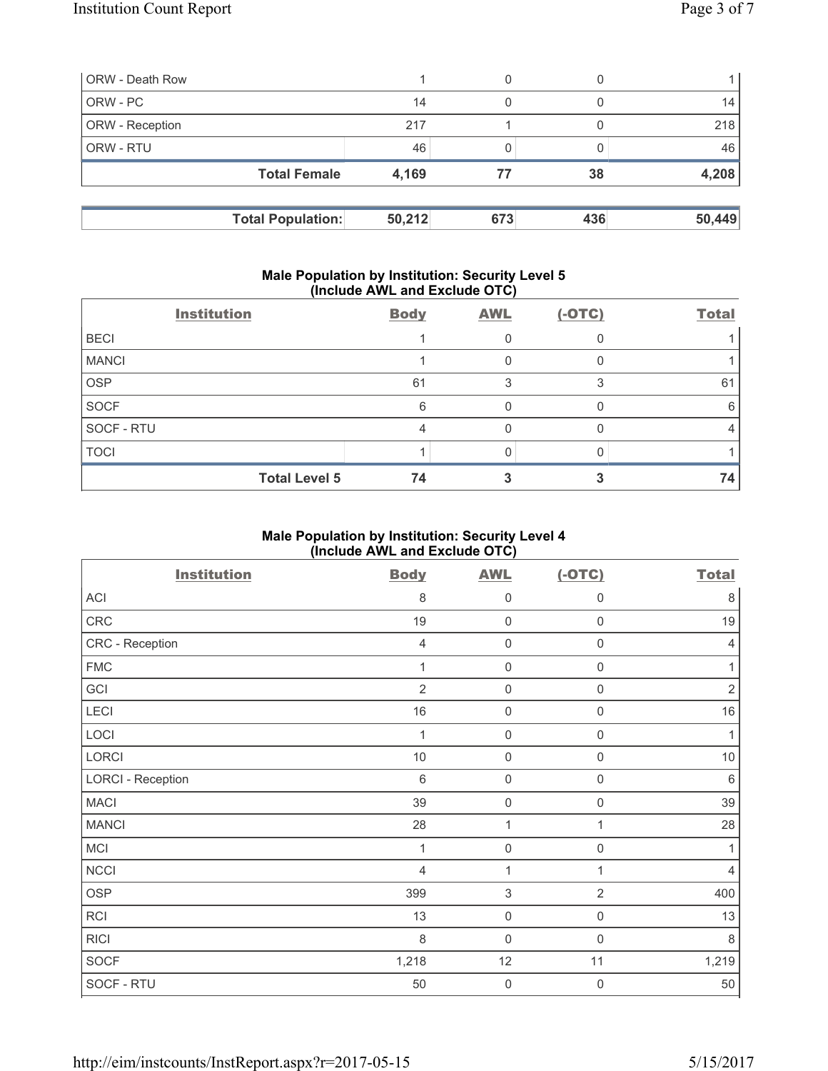| | | | | |
|---|---|---|---|---|
| ORW - Death Row | 1 | 0 | 0 | 1 |
| ORW - PC | 14 | 0 | 0 | 14 |
| ORW - Reception | 217 | 1 | 0 | 218 |
| ORW - RTU | 46 | 0 | 0 | 46 |
| **Total Female** | **4,169** | **77** | **38** | **4,208** |

| | | | | |
|---|---|---|---|---|
| **Total Population:** | **50,212** | **673** | **436** | **50,449** |

### Male Population by Institution: Security Level 5 (Include AWL and Exclude OTC)

| Institution | Body | AWL | (-OTC) | Total |
|---|---|---|---|---|
| BECI | 1 | 0 | 0 | 1 |
| MANCI | 1 | 0 | 0 | 1 |
| OSP | 61 | 3 | 3 | 61 |
| SOCF | 6 | 0 | 0 | 6 |
| SOCF - RTU | 4 | 0 | 0 | 4 |
| TOCI | 1 | 0 | 0 | 1 |
| **Total Level 5** | **74** | **3** | **3** | **74** |

### Male Population by Institution: Security Level 4 (Include AWL and Exclude OTC)

| Institution | Body | AWL | (-OTC) | Total |
|---|---|---|---|---|
| ACI | 8 | 0 | 0 | 8 |
| CRC | 19 | 0 | 0 | 19 |
| CRC - Reception | 4 | 0 | 0 | 4 |
| FMC | 1 | 0 | 0 | 1 |
| GCI | 2 | 0 | 0 | 2 |
| LECI | 16 | 0 | 0 | 16 |
| LOCI | 1 | 0 | 0 | 1 |
| LORCI | 10 | 0 | 0 | 10 |
| LORCI - Reception | 6 | 0 | 0 | 6 |
| MACI | 39 | 0 | 0 | 39 |
| MANCI | 28 | 1 | 1 | 28 |
| MCI | 1 | 0 | 0 | 1 |
| NCCI | 4 | 1 | 1 | 4 |
| OSP | 399 | 3 | 2 | 400 |
| RCI | 13 | 0 | 0 | 13 |
| RICI | 8 | 0 | 0 | 8 |
| SOCF | 1,218 | 12 | 11 | 1,219 |
| SOCF - RTU | 50 | 0 | 0 | 50 |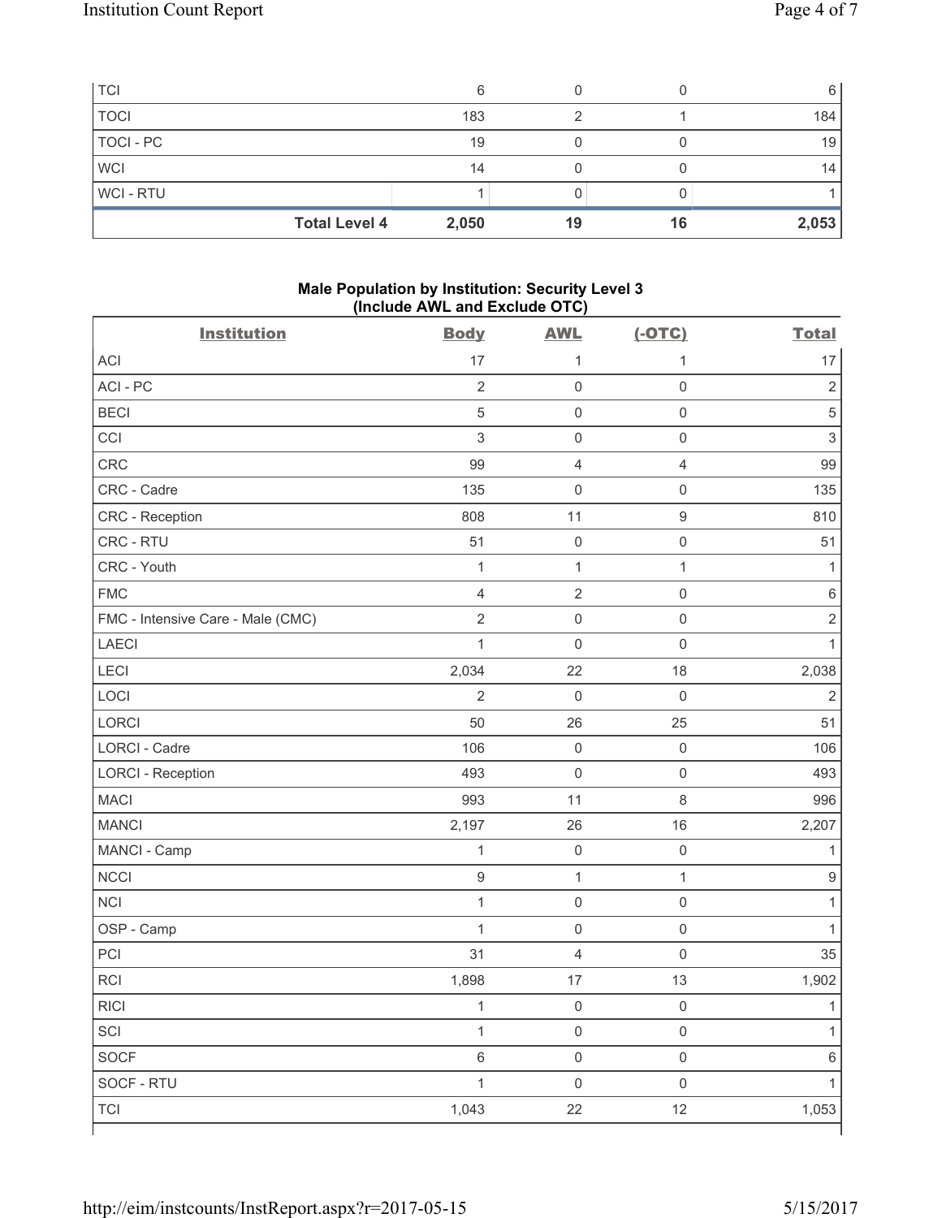| | | | | |
|---|---|---|---|---|
| TCI | 6 | 0 | 0 | 6 |
| TOCI | 183 | 2 | 1 | 184 |
| TOCI - PC | 19 | 0 | 0 | 19 |
| WCI | 14 | 0 | 0 | 14 |
| WCI - RTU | 1 | 0 | 0 | 1 |
| **Total Level 4** | **2,050** | **19** | **16** | **2,053** |

**Male Population by Institution: Security Level 3 (Include AWL and Exclude OTC)**

| Institution | Body | AWL | (-OTC) | Total |
|---|---|---|---|---|
| ACI | 17 | 1 | 1 | 17 |
| ACI - PC | 2 | 0 | 0 | 2 |
| BECI | 5 | 0 | 0 | 5 |
| CCI | 3 | 0 | 0 | 3 |
| CRC | 99 | 4 | 4 | 99 |
| CRC - Cadre | 135 | 0 | 0 | 135 |
| CRC - Reception | 808 | 11 | 9 | 810 |
| CRC - RTU | 51 | 0 | 0 | 51 |
| CRC - Youth | 1 | 1 | 1 | 1 |
| FMC | 4 | 2 | 0 | 6 |
| FMC - Intensive Care - Male (CMC) | 2 | 0 | 0 | 2 |
| LAECI | 1 | 0 | 0 | 1 |
| LECI | 2,034 | 22 | 18 | 2,038 |
| LOCI | 2 | 0 | 0 | 2 |
| LORCI | 50 | 26 | 25 | 51 |
| LORCI - Cadre | 106 | 0 | 0 | 106 |
| LORCI - Reception | 493 | 0 | 0 | 493 |
| MACI | 993 | 11 | 8 | 996 |
| MANCI | 2,197 | 26 | 16 | 2,207 |
| MANCI - Camp | 1 | 0 | 0 | 1 |
| NCCI | 9 | 1 | 1 | 9 |
| NCI | 1 | 0 | 0 | 1 |
| OSP - Camp | 1 | 0 | 0 | 1 |
| PCI | 31 | 4 | 0 | 35 |
| RCI | 1,898 | 17 | 13 | 1,902 |
| RICI | 1 | 0 | 0 | 1 |
| SCI | 1 | 0 | 0 | 1 |
| SOCF | 6 | 0 | 0 | 6 |
| SOCF - RTU | 1 | 0 | 0 | 1 |
| TCI | 1,043 | 22 | 12 | 1,053 |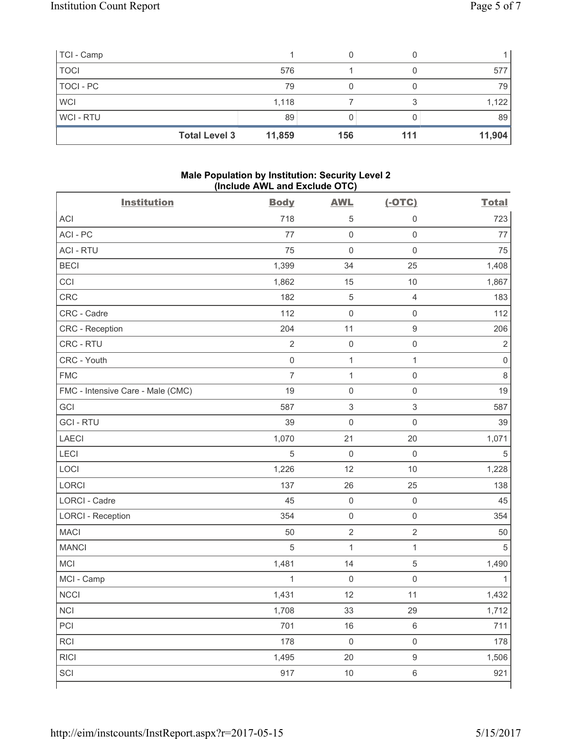| | | | | |
|---|---|---|---|---|
| TCI - Camp | 1 | 0 | 0 | 1 |
| TOCI | 576 | 1 | 0 | 577 |
| TOCI - PC | 79 | 0 | 0 | 79 |
| WCI | 1,118 | 7 | 3 | 1,122 |
| WCI - RTU | 89 | 0 | 0 | 89 |
| **Total Level 3** | **11,859** | **156** | **111** | **11,904** |

**Male Population by Institution: Security Level 2 (Include AWL and Exclude OTC)**

| Institution | Body | AWL | (-OTC) | Total |
|---|---|---|---|---|
| ACI | 718 | 5 | 0 | 723 |
| ACI - PC | 77 | 0 | 0 | 77 |
| ACI - RTU | 75 | 0 | 0 | 75 |
| BECI | 1,399 | 34 | 25 | 1,408 |
| CCI | 1,862 | 15 | 10 | 1,867 |
| CRC | 182 | 5 | 4 | 183 |
| CRC - Cadre | 112 | 0 | 0 | 112 |
| CRC - Reception | 204 | 11 | 9 | 206 |
| CRC - RTU | 2 | 0 | 0 | 2 |
| CRC - Youth | 0 | 1 | 1 | 0 |
| FMC | 7 | 1 | 0 | 8 |
| FMC - Intensive Care - Male (CMC) | 19 | 0 | 0 | 19 |
| GCI | 587 | 3 | 3 | 587 |
| GCI - RTU | 39 | 0 | 0 | 39 |
| LAECI | 1,070 | 21 | 20 | 1,071 |
| LECI | 5 | 0 | 0 | 5 |
| LOCI | 1,226 | 12 | 10 | 1,228 |
| LORCI | 137 | 26 | 25 | 138 |
| LORCI - Cadre | 45 | 0 | 0 | 45 |
| LORCI - Reception | 354 | 0 | 0 | 354 |
| MACI | 50 | 2 | 2 | 50 |
| MANCI | 5 | 1 | 1 | 5 |
| MCI | 1,481 | 14 | 5 | 1,490 |
| MCI - Camp | 1 | 0 | 0 | 1 |
| NCCI | 1,431 | 12 | 11 | 1,432 |
| NCI | 1,708 | 33 | 29 | 1,712 |
| PCI | 701 | 16 | 6 | 711 |
| RCI | 178 | 0 | 0 | 178 |
| RICI | 1,495 | 20 | 9 | 1,506 |
| SCI | 917 | 10 | 6 | 921 |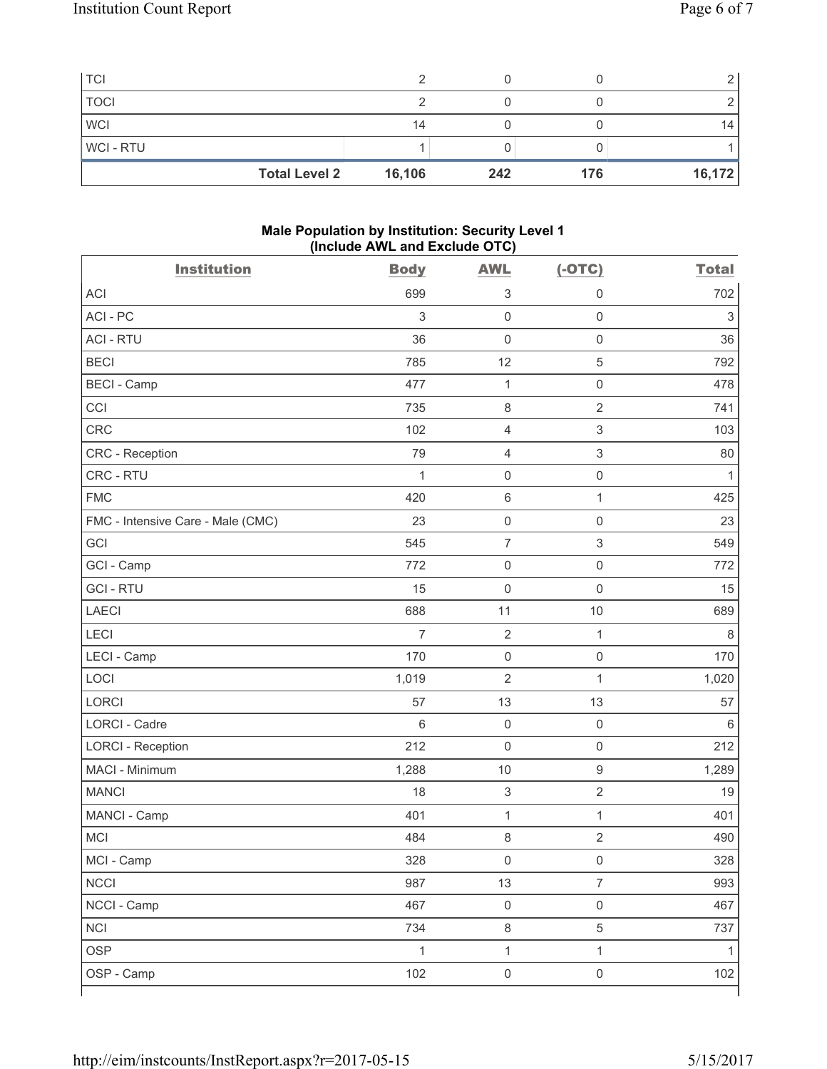| | | | | |
|---|---|---|---|---|
| TCI | 2 | 0 | 0 | 2 |
| TOCI | 2 | 0 | 0 | 2 |
| WCI | 14 | 0 | 0 | 14 |
| WCI - RTU | 1 | 0 | 0 | 1 |
| **Total Level 2** | **16,106** | **242** | **176** | **16,172** |

**Male Population by Institution: Security Level 1 (Include AWL and Exclude OTC)**

| Institution | Body | AWL | (-OTC) | Total |
|---|---|---|---|---|
| ACI | 699 | 3 | 0 | 702 |
| ACI - PC | 3 | 0 | 0 | 3 |
| ACI - RTU | 36 | 0 | 0 | 36 |
| BECI | 785 | 12 | 5 | 792 |
| BECI - Camp | 477 | 1 | 0 | 478 |
| CCI | 735 | 8 | 2 | 741 |
| CRC | 102 | 4 | 3 | 103 |
| CRC - Reception | 79 | 4 | 3 | 80 |
| CRC - RTU | 1 | 0 | 0 | 1 |
| FMC | 420 | 6 | 1 | 425 |
| FMC - Intensive Care - Male (CMC) | 23 | 0 | 0 | 23 |
| GCI | 545 | 7 | 3 | 549 |
| GCI - Camp | 772 | 0 | 0 | 772 |
| GCI - RTU | 15 | 0 | 0 | 15 |
| LAECI | 688 | 11 | 10 | 689 |
| LECI | 7 | 2 | 1 | 8 |
| LECI - Camp | 170 | 0 | 0 | 170 |
| LOCI | 1,019 | 2 | 1 | 1,020 |
| LORCI | 57 | 13 | 13 | 57 |
| LORCI - Cadre | 6 | 0 | 0 | 6 |
| LORCI - Reception | 212 | 0 | 0 | 212 |
| MACI - Minimum | 1,288 | 10 | 9 | 1,289 |
| MANCI | 18 | 3 | 2 | 19 |
| MANCI - Camp | 401 | 1 | 1 | 401 |
| MCI | 484 | 8 | 2 | 490 |
| MCI - Camp | 328 | 0 | 0 | 328 |
| NCCI | 987 | 13 | 7 | 993 |
| NCCI - Camp | 467 | 0 | 0 | 467 |
| NCI | 734 | 8 | 5 | 737 |
| OSP | 1 | 1 | 1 | 1 |
| OSP - Camp | 102 | 0 | 0 | 102 |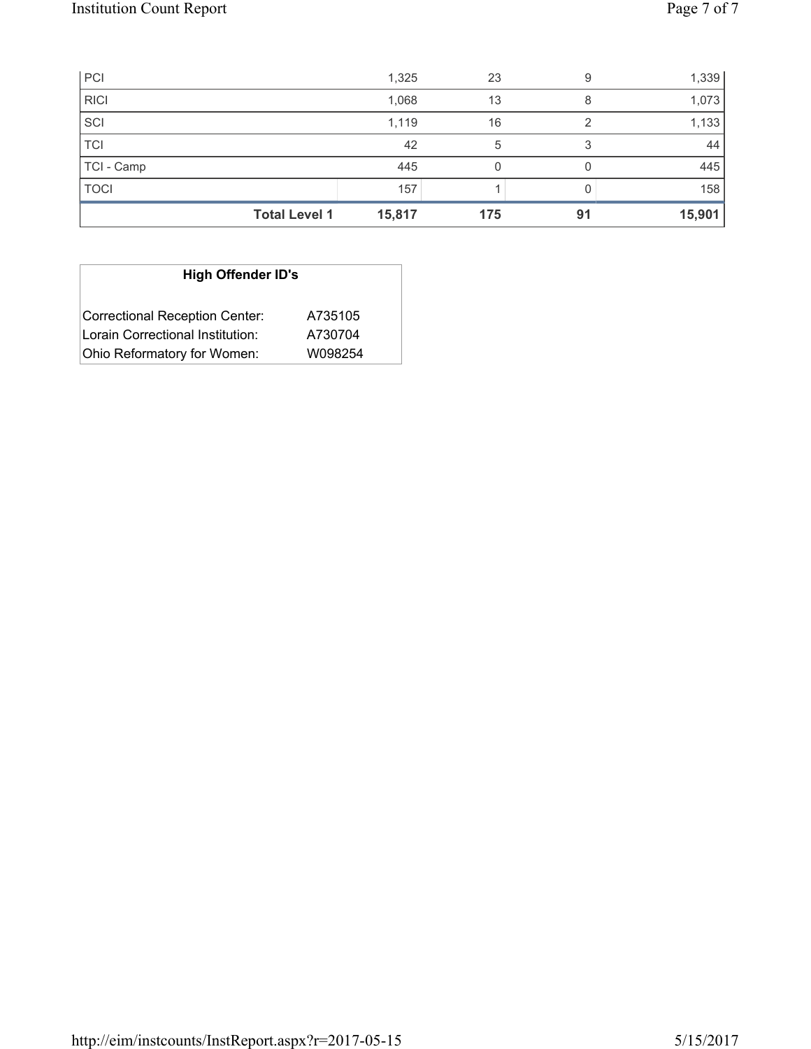| | | | | |
|---|---|---|---|---|
| PCI | 1,325 | 23 | 9 | 1,339 |
| RICI | 1,068 | 13 | 8 | 1,073 |
| SCI | 1,119 | 16 | 2 | 1,133 |
| TCI | 42 | 5 | 3 | 44 |
| TCI - Camp | 445 | 0 | 0 | 445 |
| TOCI | 157 | 1 | 0 | 158 |
| **Total Level 1** | **15,817** | **175** | **91** | **15,901** |

**High Offender ID's**

| | |
|---|---|
| Correctional Reception Center: | A735105 |
| Lorain Correctional Institution: | A730704 |
| Ohio Reformatory for Women: | W098254 |